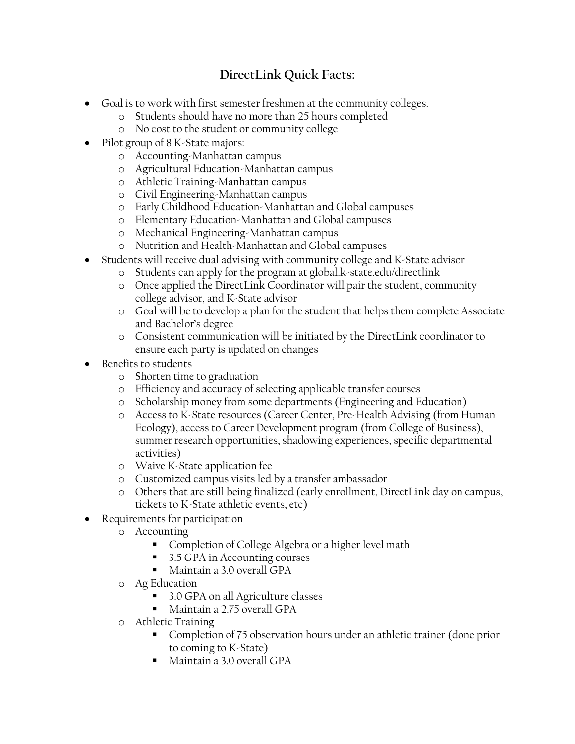## DirectLink Quick Facts:

- Goal is to work with first semester freshmen at the community colleges.
  - Students should have no more than 25 hours completed
  - No cost to the student or community college
- Pilot group of 8 K-State majors:
  - Accounting-Manhattan campus
  - Agricultural Education-Manhattan campus
  - Athletic Training-Manhattan campus
  - Civil Engineering-Manhattan campus
  - Early Childhood Education-Manhattan and Global campuses
  - Elementary Education-Manhattan and Global campuses
  - Mechanical Engineering-Manhattan campus
  - Nutrition and Health-Manhattan and Global campuses
- Students will receive dual advising with community college and K-State advisor
  - Students can apply for the program at global.k-state.edu/directlink
  - Once applied the DirectLink Coordinator will pair the student, community college advisor, and K-State advisor
  - Goal will be to develop a plan for the student that helps them complete Associate and Bachelor's degree
  - Consistent communication will be initiated by the DirectLink coordinator to ensure each party is updated on changes
- Benefits to students
  - Shorten time to graduation
  - Efficiency and accuracy of selecting applicable transfer courses
  - Scholarship money from some departments (Engineering and Education)
  - Access to K-State resources (Career Center, Pre-Health Advising (from Human Ecology), access to Career Development program (from College of Business), summer research opportunities, shadowing experiences, specific departmental activities)
  - Waive K-State application fee
  - Customized campus visits led by a transfer ambassador
  - Others that are still being finalized (early enrollment, DirectLink day on campus, tickets to K-State athletic events, etc)
- Requirements for participation
  - Accounting
    - Completion of College Algebra or a higher level math
    - 3.5 GPA in Accounting courses
    - Maintain a 3.0 overall GPA
  - Ag Education
    - 3.0 GPA on all Agriculture classes
    - Maintain a 2.75 overall GPA
  - Athletic Training
    - Completion of 75 observation hours under an athletic trainer (done prior to coming to K-State)
    - Maintain a 3.0 overall GPA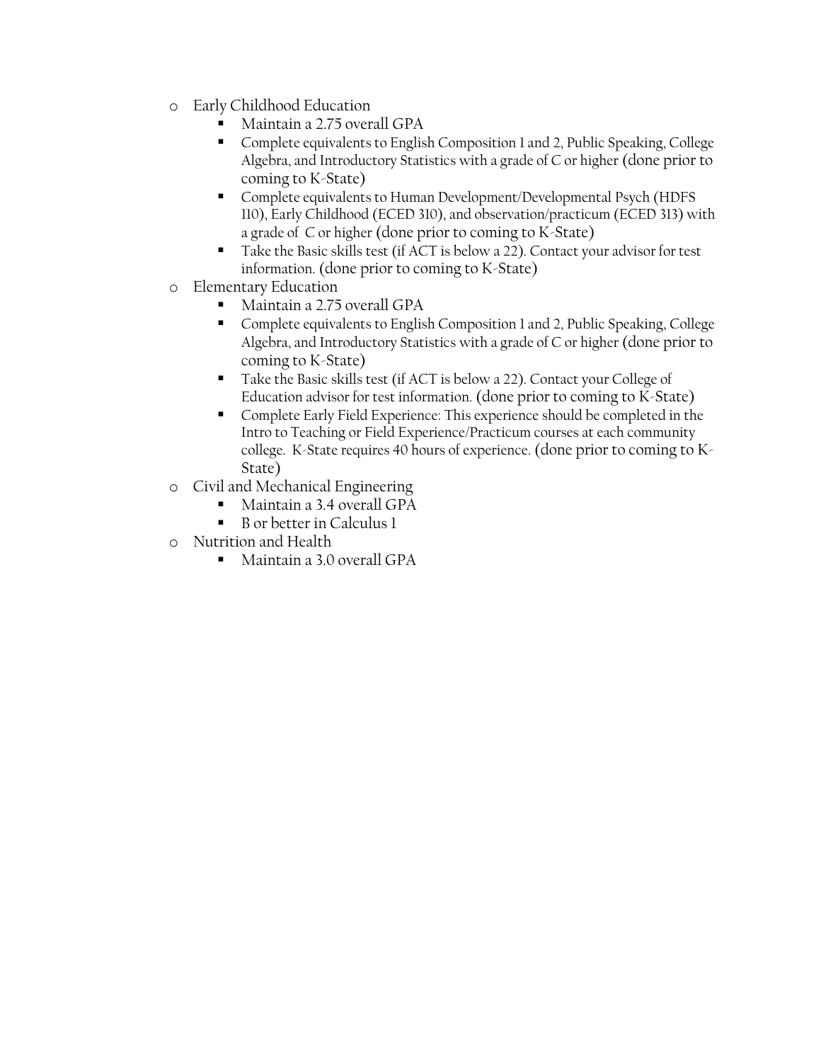- Early Childhood Education
  - Maintain a 2.75 overall GPA
  - Complete equivalents to English Composition 1 and 2, Public Speaking, College Algebra, and Introductory Statistics with a grade of C or higher (done prior to coming to K-State)
  - Complete equivalents to Human Development/Developmental Psych (HDFS 110), Early Childhood (ECED 310), and observation/practicum (ECED 313) with a grade of C or higher (done prior to coming to K-State)
  - Take the Basic skills test (if ACT is below a 22). Contact your advisor for test information. (done prior to coming to K-State)
- Elementary Education
  - Maintain a 2.75 overall GPA
  - Complete equivalents to English Composition 1 and 2, Public Speaking, College Algebra, and Introductory Statistics with a grade of C or higher (done prior to coming to K-State)
  - Take the Basic skills test (if ACT is below a 22). Contact your College of Education advisor for test information. (done prior to coming to K-State)
  - Complete Early Field Experience: This experience should be completed in the Intro to Teaching or Field Experience/Practicum courses at each community college. K-State requires 40 hours of experience. (done prior to coming to K-State)
- Civil and Mechanical Engineering
  - Maintain a 3.4 overall GPA
  - B or better in Calculus 1
- Nutrition and Health
  - Maintain a 3.0 overall GPA